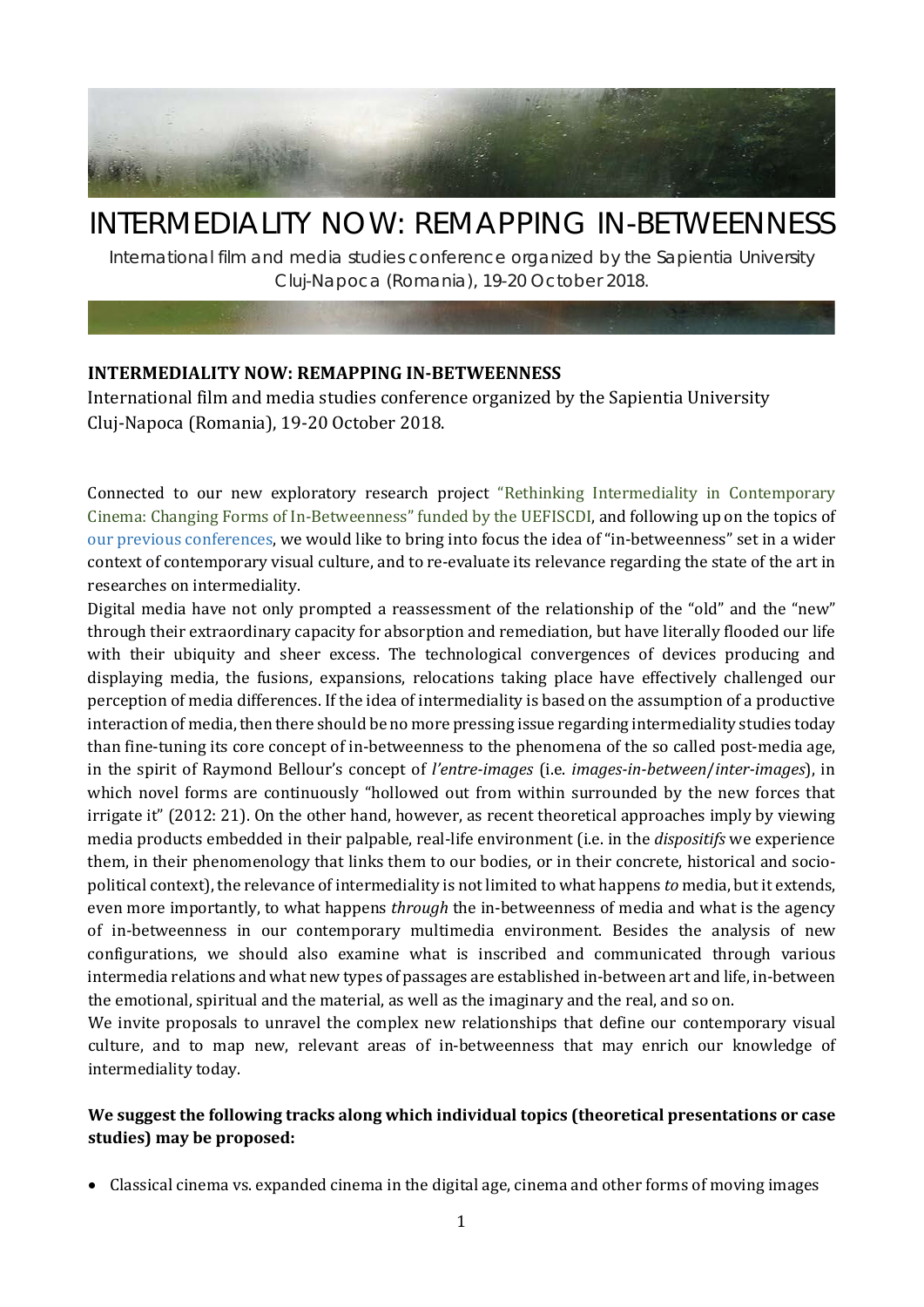# INTERMEDIALITY NOW: REMAPPING IN-BETWEENNESS

International film and media studies conference organized by the Sapientia University Cluj-Napoca (Romania), 19-20 October 2018.

**INTERMEDIALITY NOW: REMAPPING IN-BETWEENNESS**

International film and media studies conference organized by the Sapientia University Cluj-Napoca (Romania), 19-20 October 2018.

Connected to our new exploratory research project "Rethinking Intermediality in Contemporary Cinema: Changing Forms of In-Betweenness" funded by the UEFISCDI, and following up on the topics of our previous conferences, we would like to bring into focus the idea of "in-betweenness" set in a wider context of contemporary visual culture, and to re-evaluate its relevance regarding the state of the art in researches on intermediality.

Digital media have not only prompted a reassessment of the relationship of the "old" and the "new" through their extraordinary capacity for absorption and remediation, but have literally flooded our life with their ubiquity and sheer excess. The technological convergences of devices producing and displaying media, the fusions, expansions, relocations taking place have effectively challenged our perception of media differences. If the idea of intermediality is based on the assumption of a productive interaction of media, then there should be no more pressing issue regarding intermediality studies today than fine-tuning its core concept of in-betweenness to the phenomena of the so called post-media age, in the spirit of Raymond Bellour's concept of *l'entre-images* (i.e. *images-in-between*/*inter-images*), in which novel forms are continuously "hollowed out from within surrounded by the new forces that irrigate it" (2012: 21). On the other hand, however, as recent theoretical approaches imply by viewing media products embedded in their palpable, real-life environment (i.e. in the *dispositifs* we experience them, in their phenomenology that links them to our bodies, or in their concrete, historical and socio-political context), the relevance of intermediality is not limited to what happens *to* media, but it extends, even more importantly, to what happens *through* the in-betweenness of media and what is the agency of in-betweenness in our contemporary multimedia environment. Besides the analysis of new configurations, we should also examine what is inscribed and communicated through various intermedia relations and what new types of passages are established in-between art and life, in-between the emotional, spiritual and the material, as well as the imaginary and the real, and so on.

We invite proposals to unravel the complex new relationships that define our contemporary visual culture, and to map new, relevant areas of in-betweenness that may enrich our knowledge of intermediality today.

**We suggest the following tracks along which individual topics (theoretical presentations or case studies) may be proposed:**

- Classical cinema vs. expanded cinema in the digital age, cinema and other forms of moving images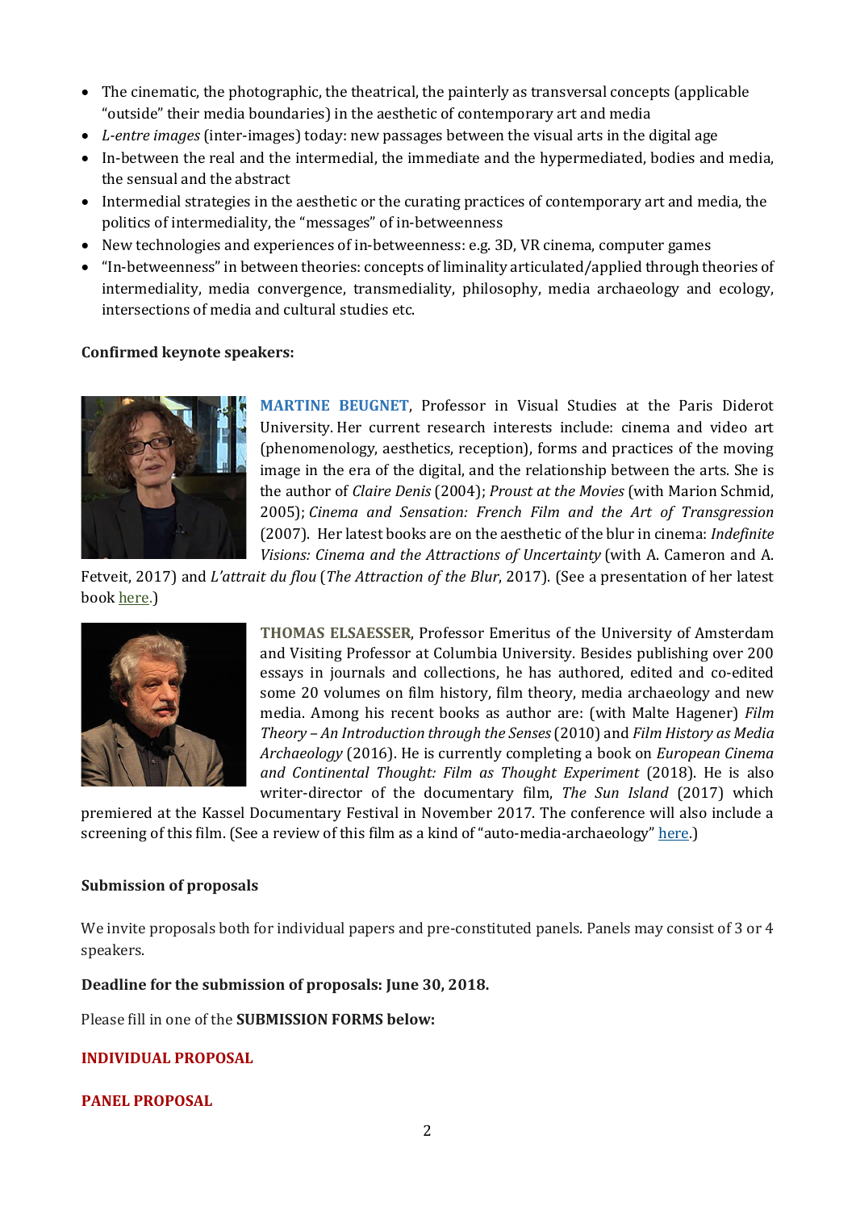- The cinematic, the photographic, the theatrical, the painterly as transversal concepts (applicable "outside" their media boundaries) in the aesthetic of contemporary art and media
- *L-entre images* (inter-images) today: new passages between the visual arts in the digital age
- In-between the real and the intermedial, the immediate and the hypermediated, bodies and media, the sensual and the abstract
- Intermedial strategies in the aesthetic or the curating practices of contemporary art and media, the politics of intermediality, the "messages" of in-betweenness
- New technologies and experiences of in-betweenness: e.g. 3D, VR cinema, computer games
- "In-betweenness" in between theories: concepts of liminality articulated/applied through theories of intermediality, media convergence, transmediality, philosophy, media archaeology and ecology, intersections of media and cultural studies etc.

**Confirmed keynote speakers:**

**MARTINE BEUGNET**, Professor in Visual Studies at the Paris Diderot University. Her current research interests include: cinema and video art (phenomenology, aesthetics, reception), forms and practices of the moving image in the era of the digital, and the relationship between the arts. She is the author of *Claire Denis* (2004); *Proust at the Movies* (with Marion Schmid, 2005); *Cinema and Sensation: French Film and the Art of Transgression* (2007). Her latest books are on the aesthetic of the blur in cinema: *Indefinite Visions: Cinema and the Attractions of Uncertainty* (with A. Cameron and A. Fetveit, 2017) and *L'attrait du flou* (*The Attraction of the Blur*, 2017). (See a presentation of her latest book here.)

**THOMAS ELSAESSER**, Professor Emeritus of the University of Amsterdam and Visiting Professor at Columbia University. Besides publishing over 200 essays in journals and collections, he has authored, edited and co-edited some 20 volumes on film history, film theory, media archaeology and new media. Among his recent books as author are: (with Malte Hagener) *Film Theory – An Introduction through the Senses* (2010) and *Film History as Media Archaeology* (2016). He is currently completing a book on *European Cinema and Continental Thought: Film as Thought Experiment* (2018). He is also writer-director of the documentary film, *The Sun Island* (2017) which premiered at the Kassel Documentary Festival in November 2017. The conference will also include a screening of this film. (See a review of this film as a kind of "auto-media-archaeology" here.)

**Submission of proposals**

We invite proposals both for individual papers and pre-constituted panels. Panels may consist of 3 or 4 speakers.

**Deadline for the submission of proposals: June 30, 2018.**

Please fill in one of the **SUBMISSION FORMS below:**

**INDIVIDUAL PROPOSAL**

**PANEL PROPOSAL**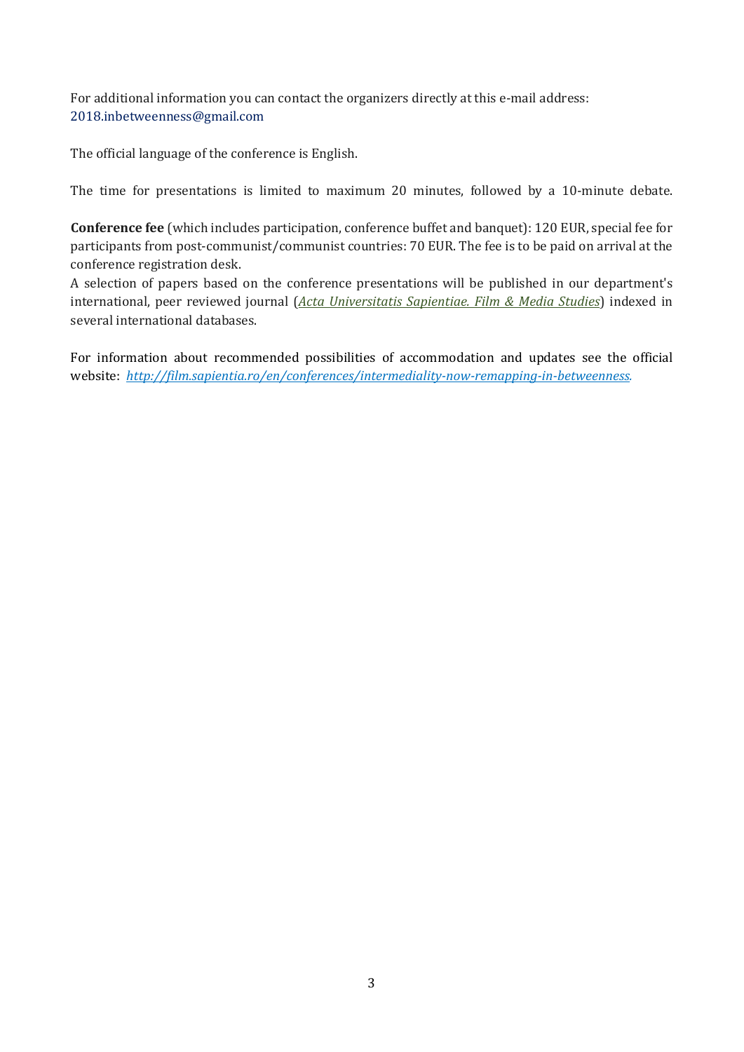For additional information you can contact the organizers directly at this e-mail address:
2018.inbetweenness@gmail.com

The official language of the conference is English.

The time for presentations is limited to maximum 20 minutes, followed by a 10-minute debate.

**Conference fee** (which includes participation, conference buffet and banquet): 120 EUR, special fee for participants from post-communist/communist countries: 70 EUR. The fee is to be paid on arrival at the conference registration desk.

A selection of papers based on the conference presentations will be published in our department's international, peer reviewed journal (*Acta Universitatis Sapientiae. Film & Media Studies*) indexed in several international databases.

For information about recommended possibilities of accommodation and updates see the official website: *http://film.sapientia.ro/en/conferences/intermediality-now-remapping-in-betweenness.*